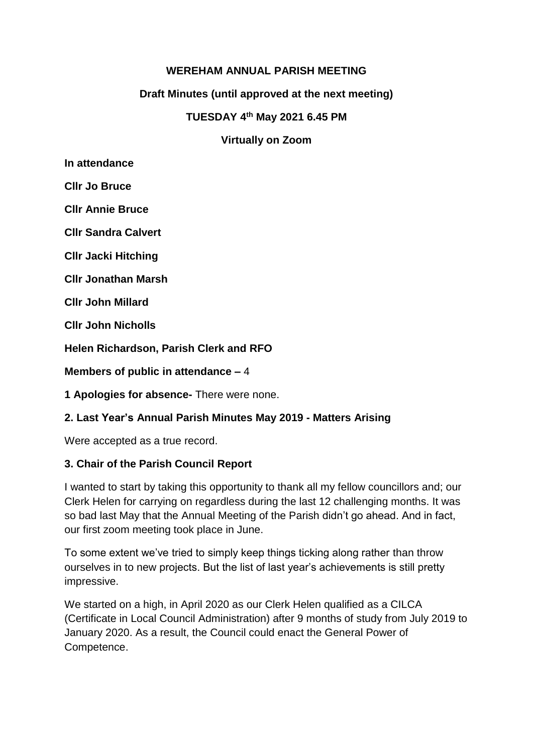**WEREHAM ANNUAL PARISH MEETING**

**Draft Minutes (until approved at the next meeting)**

**TUESDAY 4th May 2021 6.45 PM**

**Virtually on Zoom**

**In attendance**

**Cllr Jo Bruce**

**Cllr Annie Bruce**

**Cllr Sandra Calvert**

**Cllr Jacki Hitching**

**Cllr Jonathan Marsh**

**Cllr John Millard**

**Cllr John Nicholls**

**Helen Richardson, Parish Clerk and RFO**

**Members of public in attendance –** 4

**1 Apologies for absence-** There were none.

**2. Last Year's Annual Parish Minutes May 2019 - Matters Arising**

Were accepted as a true record.

**3. Chair of the Parish Council Report**

I wanted to start by taking this opportunity to thank all my fellow councillors and; our Clerk Helen for carrying on regardless during the last 12 challenging months. It was so bad last May that the Annual Meeting of the Parish didn't go ahead. And in fact, our first zoom meeting took place in June.

To some extent we've tried to simply keep things ticking along rather than throw ourselves in to new projects. But the list of last year's achievements is still pretty impressive.

We started on a high, in April 2020 as our Clerk Helen qualified as a CILCA (Certificate in Local Council Administration) after 9 months of study from July 2019 to January 2020. As a result, the Council could enact the General Power of Competence.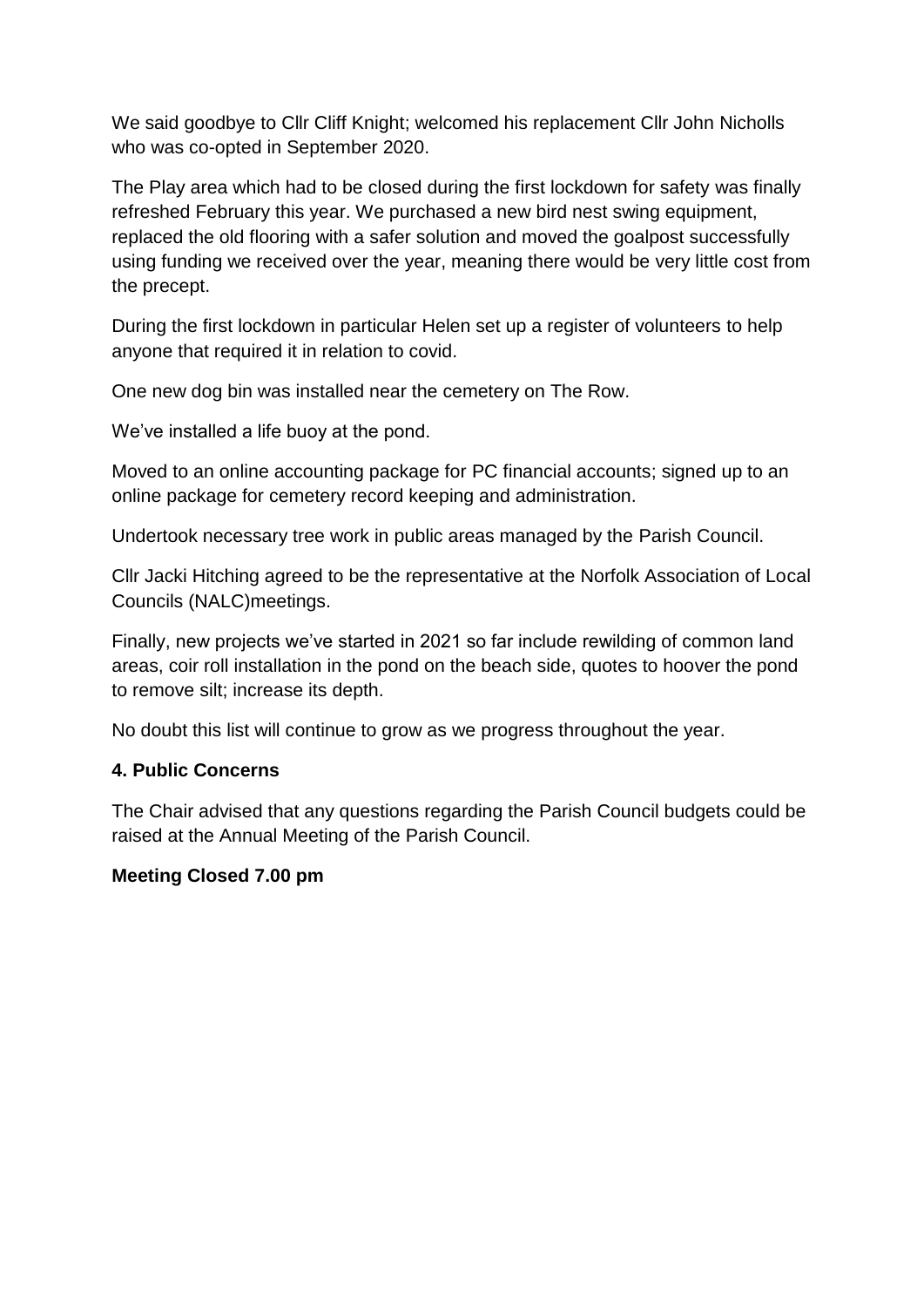We said goodbye to Cllr Cliff Knight; welcomed his replacement Cllr John Nicholls who was co-opted in September 2020.

The Play area which had to be closed during the first lockdown for safety was finally refreshed February this year. We purchased a new bird nest swing equipment, replaced the old flooring with a safer solution and moved the goalpost successfully using funding we received over the year, meaning there would be very little cost from the precept.

During the first lockdown in particular Helen set up a register of volunteers to help anyone that required it in relation to covid.

One new dog bin was installed near the cemetery on The Row.

We've installed a life buoy at the pond.

Moved to an online accounting package for PC financial accounts; signed up to an online package for cemetery record keeping and administration.

Undertook necessary tree work in public areas managed by the Parish Council.

Cllr Jacki Hitching agreed to be the representative at the Norfolk Association of Local Councils (NALC)meetings.

Finally, new projects we've started in 2021 so far include rewilding of common land areas, coir roll installation in the pond on the beach side, quotes to hoover the pond to remove silt; increase its depth.

No doubt this list will continue to grow as we progress throughout the year.

**4. Public Concerns**

The Chair advised that any questions regarding the Parish Council budgets could be raised at the Annual Meeting of the Parish Council.

**Meeting Closed 7.00 pm**